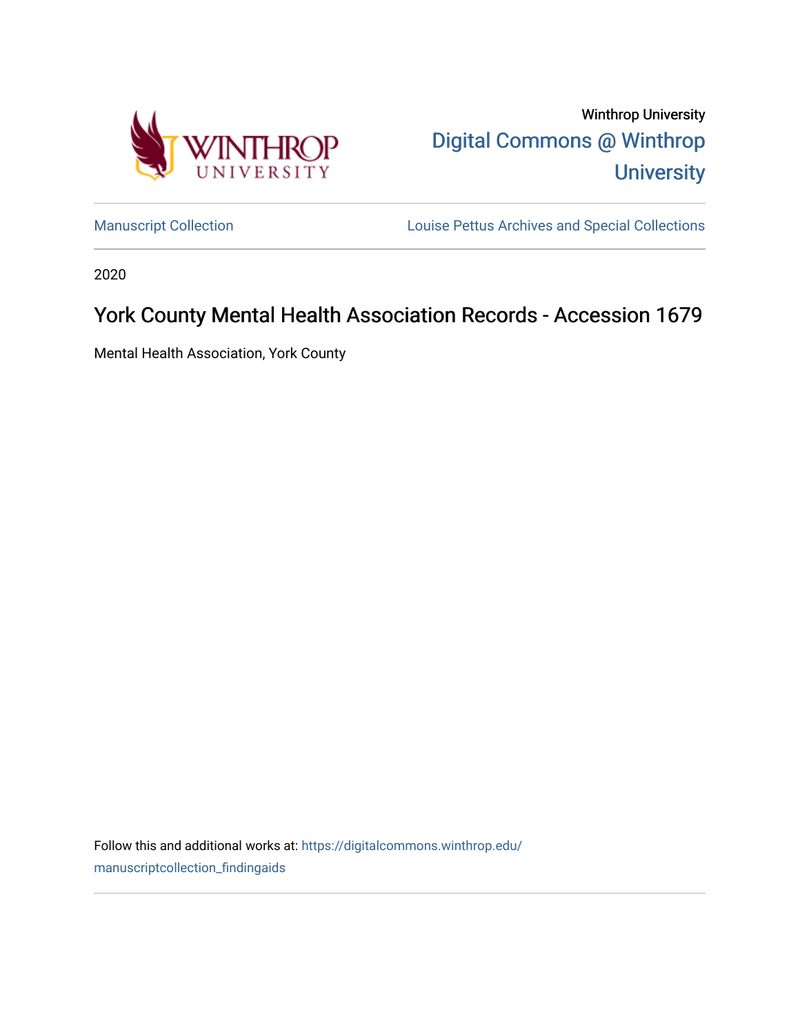Winthrop University

Digital Commons @ Winthrop University

Manuscript Collection

Louise Pettus Archives and Special Collections

2020

# York County Mental Health Association Records - Accession 1679

Mental Health Association, York County

Follow this and additional works at: https://digitalcommons.winthrop.edu/manuscriptcollection_findingaids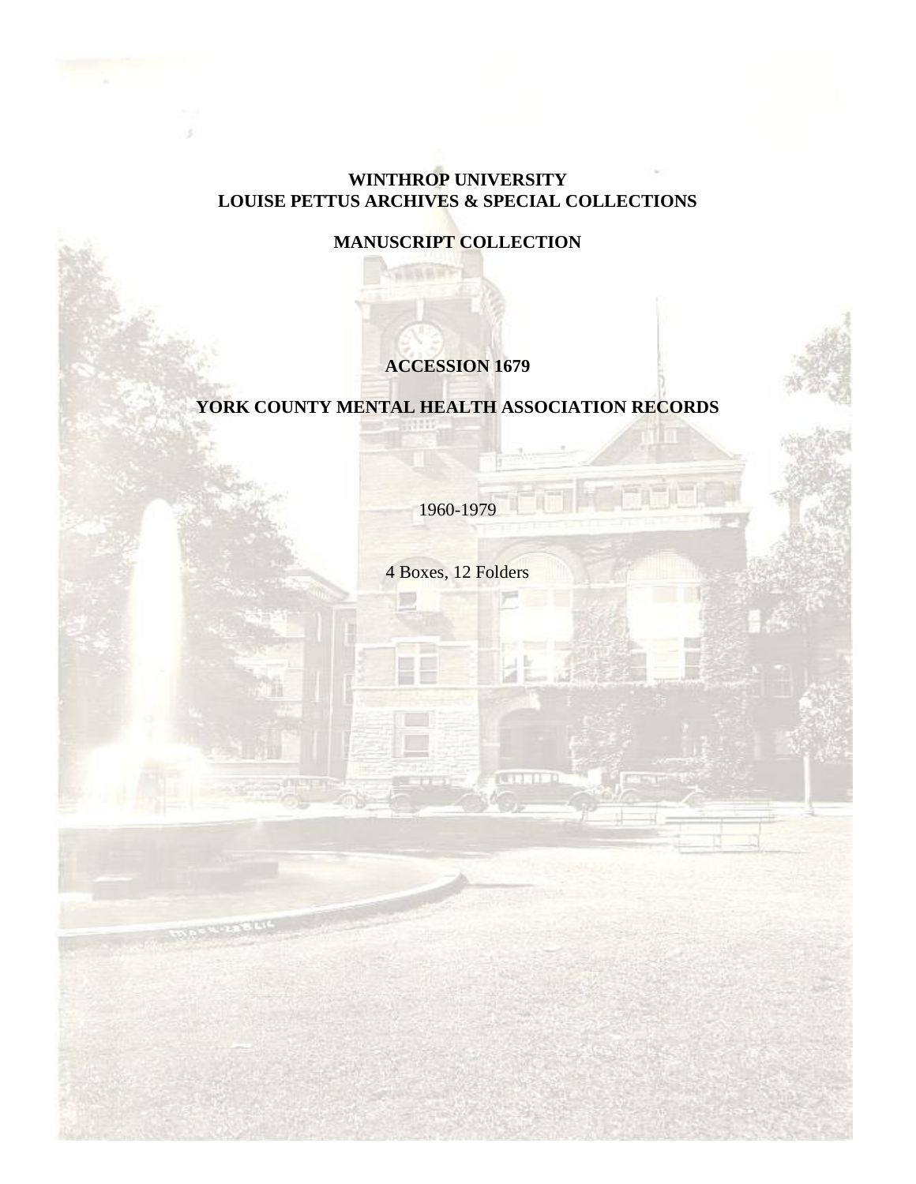**WINTHROP UNIVERSITY**
**LOUISE PETTUS ARCHIVES & SPECIAL COLLECTIONS**

**MANUSCRIPT COLLECTION**

**ACCESSION 1679**

**YORK COUNTY MENTAL HEALTH ASSOCIATION RECORDS**

1960-1979

4 Boxes, 12 Folders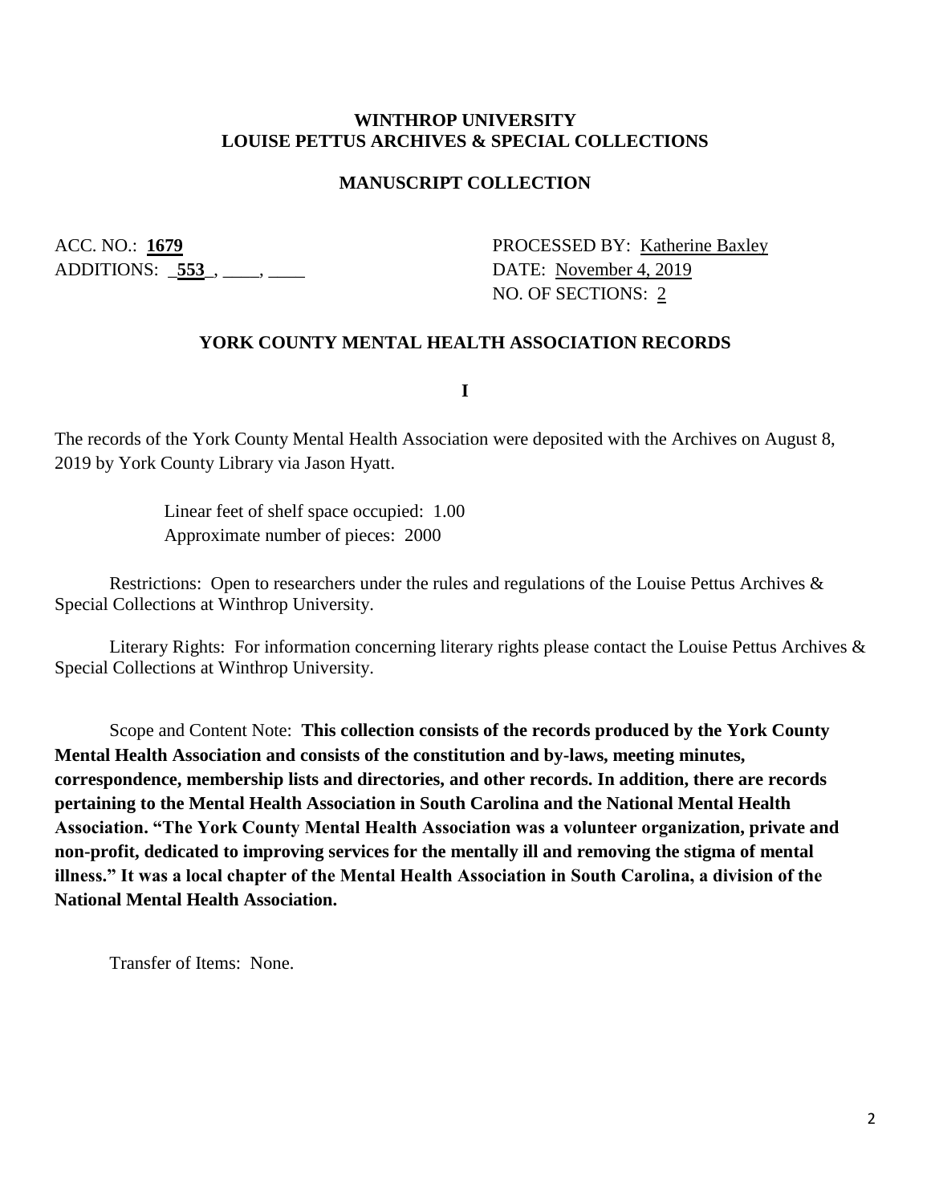**WINTHROP UNIVERSITY**
**LOUISE PETTUS ARCHIVES & SPECIAL COLLECTIONS**

**MANUSCRIPT COLLECTION**

ACC. NO.: **1679**
ADDITIONS: _**553**_, ____, ____

PROCESSED BY: Katherine Baxley
DATE: November 4, 2019
NO. OF SECTIONS: 2

## YORK COUNTY MENTAL HEALTH ASSOCIATION RECORDS

**I**

The records of the York County Mental Health Association were deposited with the Archives on August 8, 2019 by York County Library via Jason Hyatt.

Linear feet of shelf space occupied: 1.00
Approximate number of pieces: 2000

Restrictions: Open to researchers under the rules and regulations of the Louise Pettus Archives & Special Collections at Winthrop University.

Literary Rights: For information concerning literary rights please contact the Louise Pettus Archives & Special Collections at Winthrop University.

Scope and Content Note: **This collection consists of the records produced by the York County Mental Health Association and consists of the constitution and by-laws, meeting minutes, correspondence, membership lists and directories, and other records. In addition, there are records pertaining to the Mental Health Association in South Carolina and the National Mental Health Association. "The York County Mental Health Association was a volunteer organization, private and non-profit, dedicated to improving services for the mentally ill and removing the stigma of mental illness." It was a local chapter of the Mental Health Association in South Carolina, a division of the National Mental Health Association.**

Transfer of Items: None.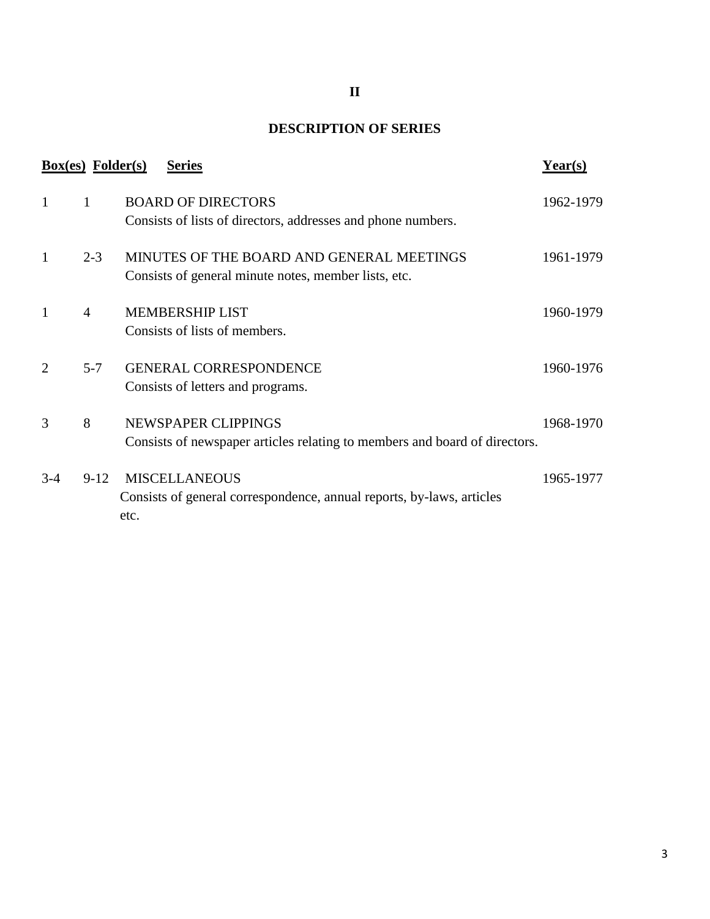# II

## DESCRIPTION OF SERIES

| Box(es) | Folder(s) | Series | Year(s) |
|---|---|---|---|
| 1 | 1 | BOARD OF DIRECTORS<br>Consists of lists of directors, addresses and phone numbers. | 1962-1979 |
| 1 | 2-3 | MINUTES OF THE BOARD AND GENERAL MEETINGS<br>Consists of general minute notes, member lists, etc. | 1961-1979 |
| 1 | 4 | MEMBERSHIP LIST<br>Consists of lists of members. | 1960-1979 |
| 2 | 5-7 | GENERAL CORRESPONDENCE<br>Consists of letters and programs. | 1960-1976 |
| 3 | 8 | NEWSPAPER CLIPPINGS<br>Consists of newspaper articles relating to members and board of directors. | 1968-1970 |
| 3-4 | 9-12 | MISCELLANEOUS<br>Consists of general correspondence, annual reports, by-laws, articles etc. | 1965-1977 |